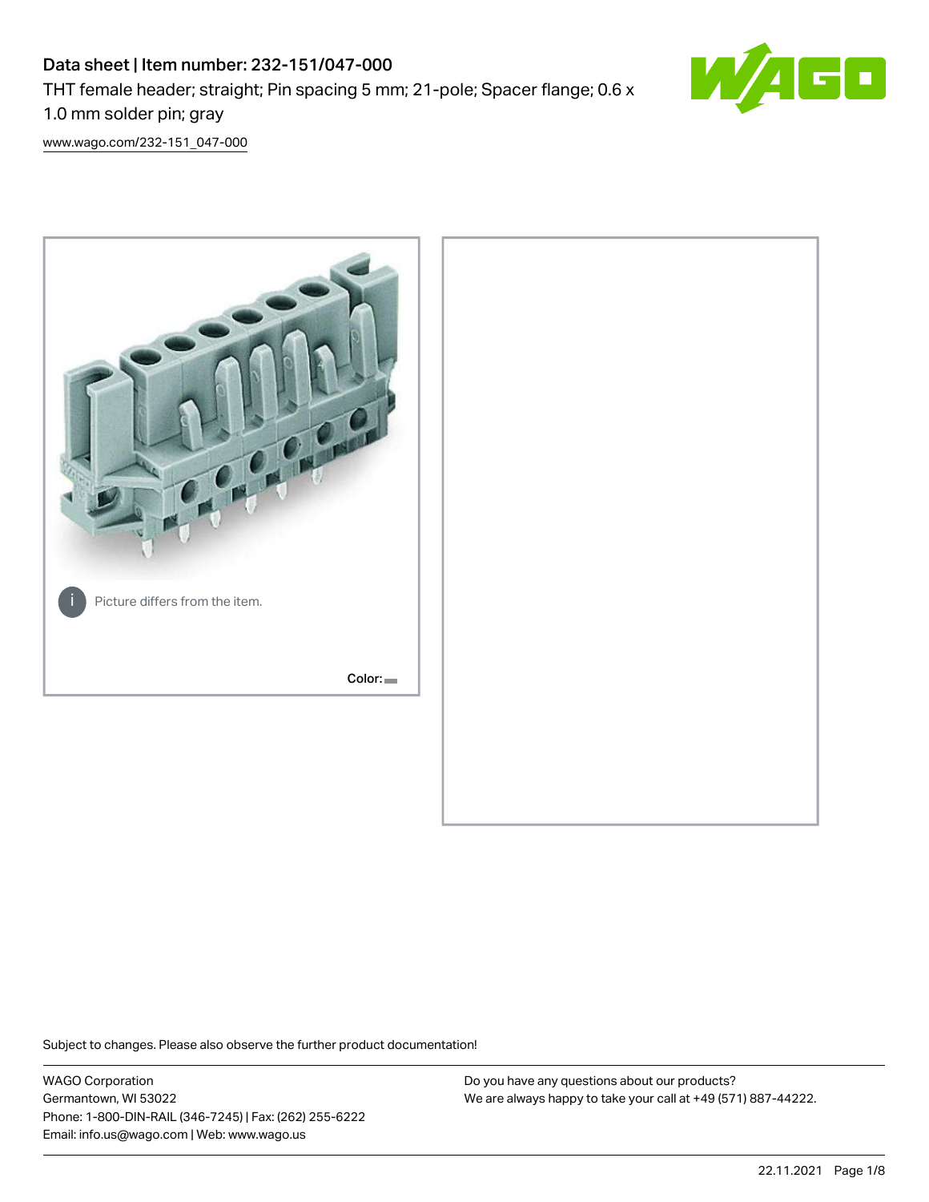# Data sheet | Item number: 232-151/047-000

THT female header; straight; Pin spacing 5 mm; 21-pole; Spacer flange; 0.6 x 1.0 mm solder pin; gray

www.wago.com/232-151_047-000

Picture differs from the item.

Color:

Subject to changes. Please also observe the further product documentation!

WAGO Corporation
Germantown, WI 53022
Phone: 1-800-DIN-RAIL (346-7245) | Fax: (262) 255-6222
Email: info.us@wago.com | Web: www.wago.us

Do you have any questions about our products?
We are always happy to take your call at +49 (571) 887-44222.

22.11.2021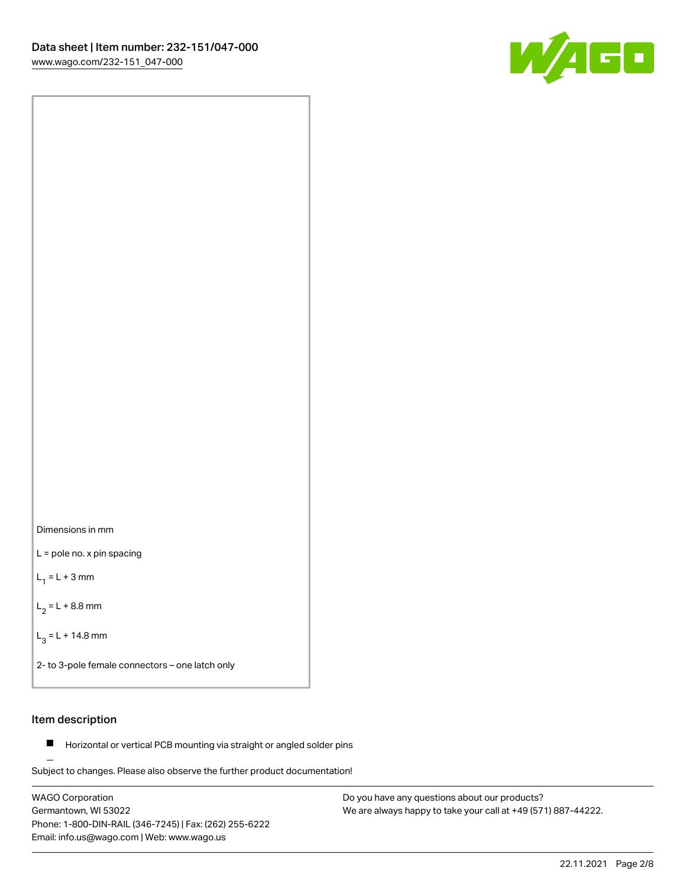Dimensions in mm

L = pole no. x pin spacing

$L_1$ = L + 3 mm

$L_2$ = L + 8.8 mm

$L_3$ = L + 14.8 mm

2- to 3-pole female connectors – one latch only

## Item description

- Horizontal or vertical PCB mounting via straight or angled solder pins

Subject to changes. Please also observe the further product documentation!

WAGO Corporation
Germantown, WI 53022
Phone: 1-800-DIN-RAIL (346-7245) | Fax: (262) 255-6222
Email: info.us@wago.com | Web: www.wago.us

Do you have any questions about our products?
We are always happy to take your call at +49 (571) 887-44222.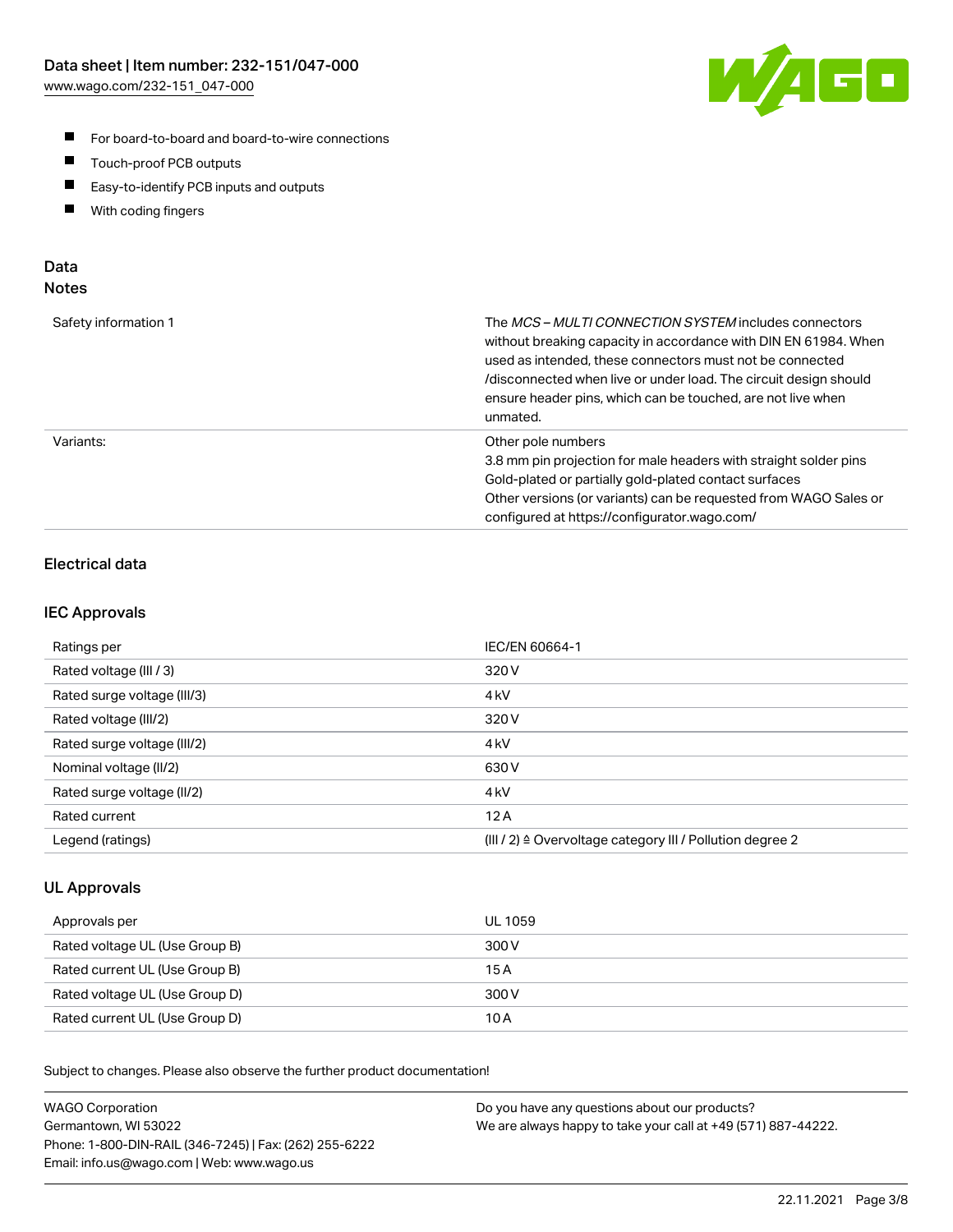- For board-to-board and board-to-wire connections
- Touch-proof PCB outputs
- Easy-to-identify PCB inputs and outputs
- With coding fingers

## Data

### Notes

| | |
|---|---|
| Safety information 1 | The *MCS – MULTI CONNECTION SYSTEM* includes connectors without breaking capacity in accordance with DIN EN 61984. When used as intended, these connectors must not be connected /disconnected when live or under load. The circuit design should ensure header pins, which can be touched, are not live when unmated. |
| Variants: | Other pole numbers<br>3.8 mm pin projection for male headers with straight solder pins<br>Gold-plated or partially gold-plated contact surfaces<br>Other versions (or variants) can be requested from WAGO Sales or configured at https://configurator.wago.com/ |

### Electrical data

#### IEC Approvals

| | |
|---|---|
| Ratings per | IEC/EN 60664-1 |
| Rated voltage (III / 3) | 320 V |
| Rated surge voltage (III/3) | 4 kV |
| Rated voltage (III/2) | 320 V |
| Rated surge voltage (III/2) | 4 kV |
| Nominal voltage (II/2) | 630 V |
| Rated surge voltage (II/2) | 4 kV |
| Rated current | 12 A |
| Legend (ratings) | (III / 2) ≙ Overvoltage category III / Pollution degree 2 |

#### UL Approvals

| | |
|---|---|
| Approvals per | UL 1059 |
| Rated voltage UL (Use Group B) | 300 V |
| Rated current UL (Use Group B) | 15 A |
| Rated voltage UL (Use Group D) | 300 V |
| Rated current UL (Use Group D) | 10 A |

Subject to changes. Please also observe the further product documentation!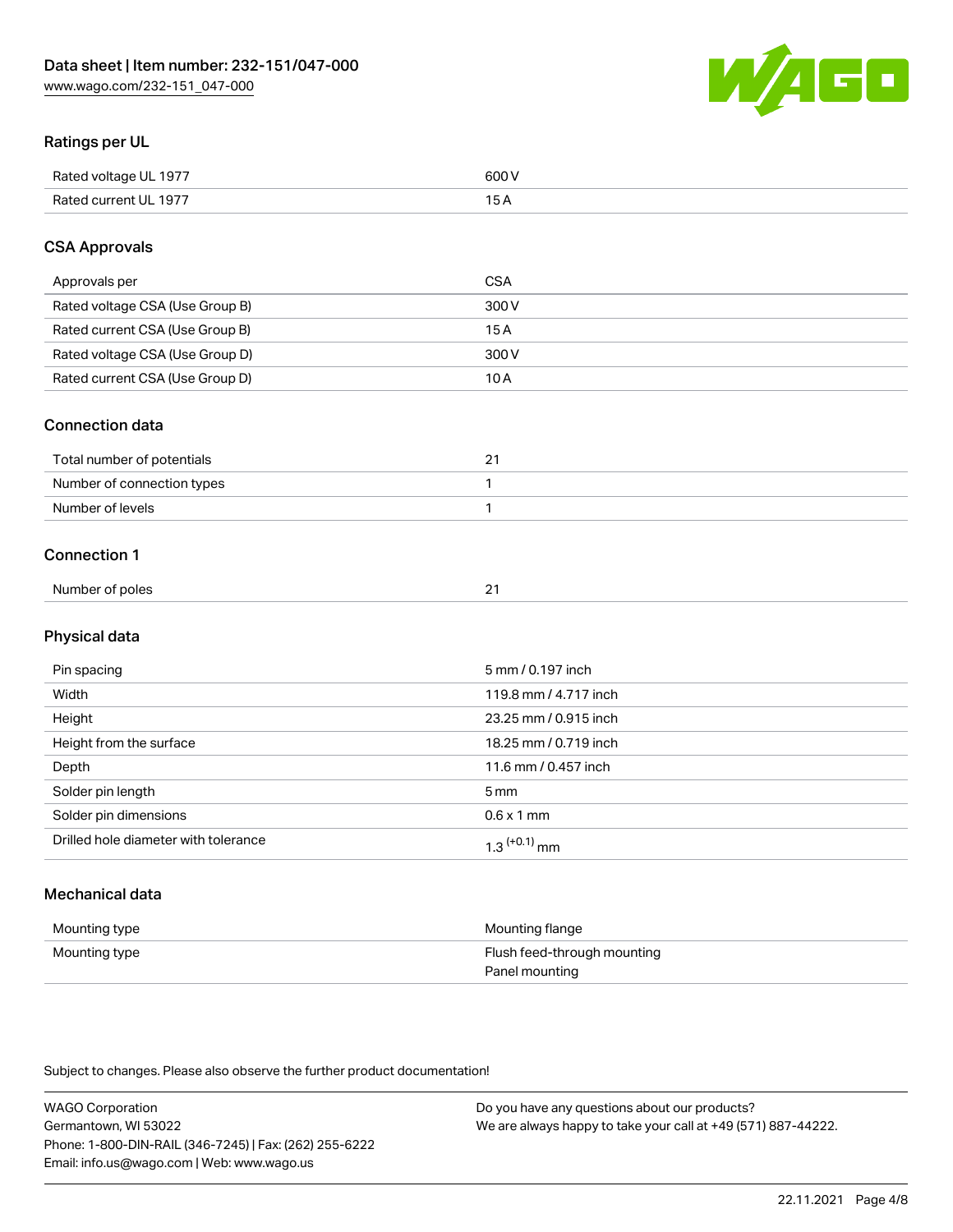## Ratings per UL

| | |
|---|---|
| Rated voltage UL 1977 | 600 V |
| Rated current UL 1977 | 15 A |

## CSA Approvals

| | |
|---|---|
| Approvals per | CSA |
| Rated voltage CSA (Use Group B) | 300 V |
| Rated current CSA (Use Group B) | 15 A |
| Rated voltage CSA (Use Group D) | 300 V |
| Rated current CSA (Use Group D) | 10 A |

## Connection data

| | |
|---|---|
| Total number of potentials | 21 |
| Number of connection types | 1 |
| Number of levels | 1 |

## Connection 1

| | |
|---|---|
| Number of poles | 21 |

## Physical data

| | |
|---|---|
| Pin spacing | 5 mm / 0.197 inch |
| Width | 119.8 mm / 4.717 inch |
| Height | 23.25 mm / 0.915 inch |
| Height from the surface | 18.25 mm / 0.719 inch |
| Depth | 11.6 mm / 0.457 inch |
| Solder pin length | 5 mm |
| Solder pin dimensions | 0.6 x 1 mm |
| Drilled hole diameter with tolerance | $1.3^{(+0.1)}$ mm |

## Mechanical data

| | |
|---|---|
| Mounting type | Mounting flange |
| Mounting type | Flush feed-through mounting<br>Panel mounting |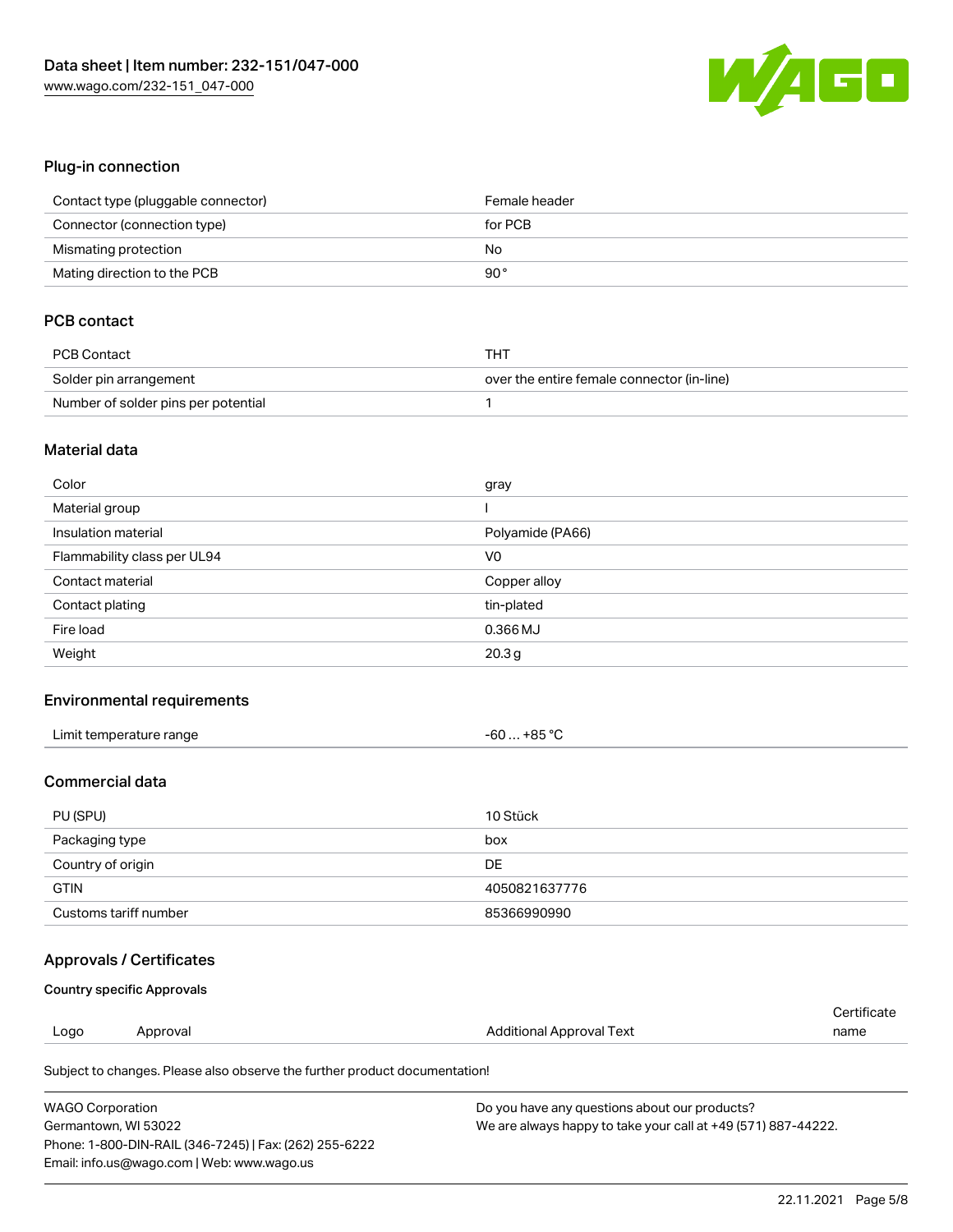## Plug-in connection

| Contact type (pluggable connector) | Female header |
|---|---|
| Connector (connection type) | for PCB |
| Mismating protection | No |
| Mating direction to the PCB | 90 ° |

## PCB contact

| PCB Contact | THT |
|---|---|
| Solder pin arrangement | over the entire female connector (in-line) |
| Number of solder pins per potential | 1 |

## Material data

| Color | gray |
|---|---|
| Material group | I |
| Insulation material | Polyamide (PA66) |
| Flammability class per UL94 | V0 |
| Contact material | Copper alloy |
| Contact plating | tin-plated |
| Fire load | 0.366 MJ |
| Weight | 20.3 g |

## Environmental requirements

| Limit temperature range | -60 … +85 °C |
|---|---|

## Commercial data

| PU (SPU) | 10 Stück |
|---|---|
| Packaging type | box |
| Country of origin | DE |
| GTIN | 4050821637776 |
| Customs tariff number | 85366990990 |

## Approvals / Certificates

### Country specific Approvals

| Logo | Approval | Additional Approval Text | Certificate name |
|---|---|---|---|

Subject to changes. Please also observe the further product documentation!

WAGO Corporation
Germantown, WI 53022
Phone: 1-800-DIN-RAIL (346-7245) | Fax: (262) 255-6222
Email: info.us@wago.com | Web: www.wago.us

Do you have any questions about our products?
We are always happy to take your call at +49 (571) 887-44222.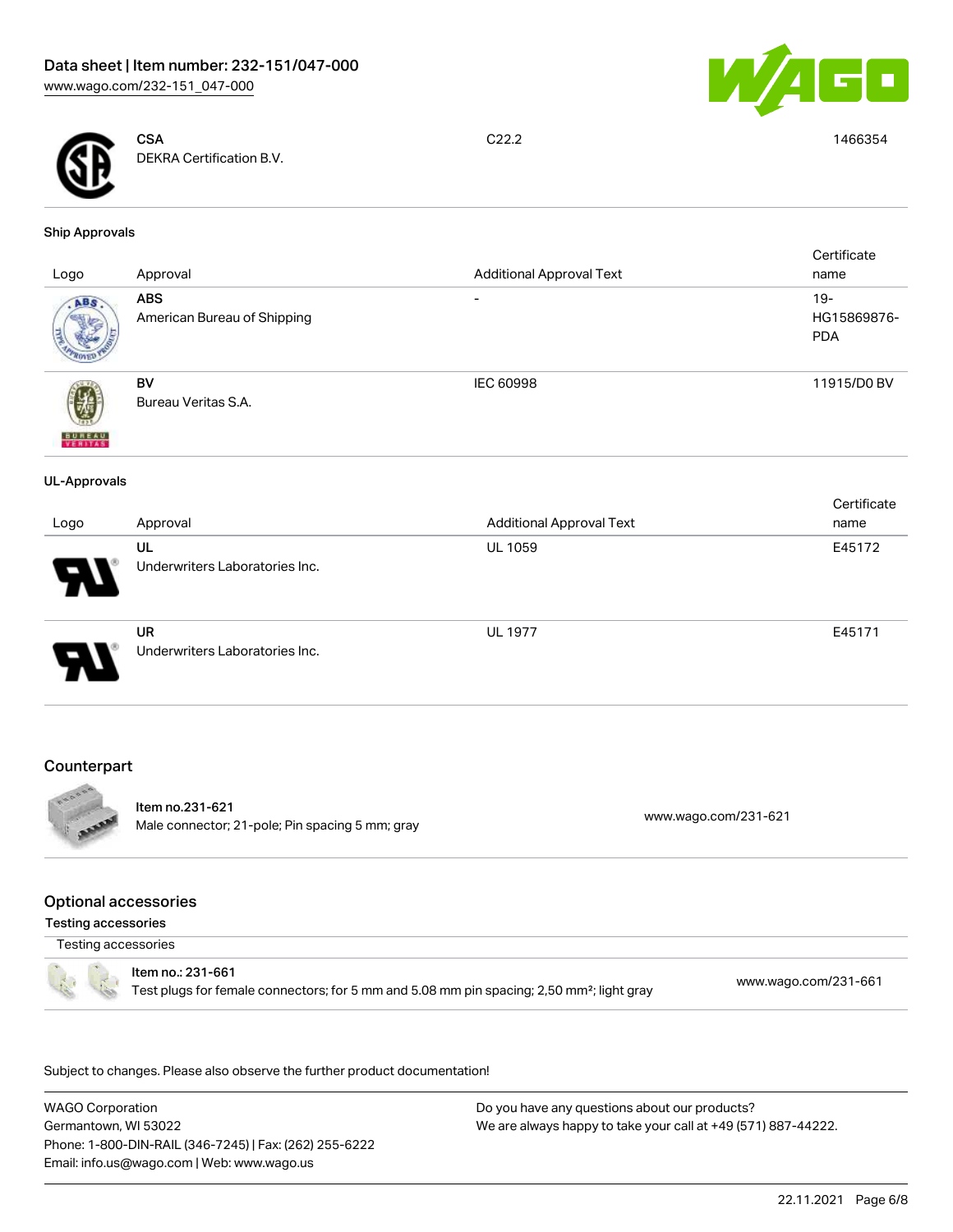| | | | |
|---|---|---|---|
| | **CSA**<br>DEKRA Certification B.V. | C22.2 | 1466354 |

### Ship Approvals

| Logo | Approval | Additional Approval Text | Certificate name |
|---|---|---|---|
| | **ABS**<br>American Bureau of Shipping | - | 19-HG15869876-PDA |
| | **BV**<br>Bureau Veritas S.A. | IEC 60998 | 11915/D0 BV |

### UL-Approvals

| Logo | Approval | Additional Approval Text | Certificate name |
|---|---|---|---|
| | **UL**<br>Underwriters Laboratories Inc. | UL 1059 | E45172 |
| | **UR**<br>Underwriters Laboratories Inc. | UL 1977 | E45171 |

## Counterpart

| | | |
|---|---|---|
| | Item no.231-621<br>Male connector; 21-pole; Pin spacing 5 mm; gray | www.wago.com/231-621 |

## Optional accessories

### Testing accessories

| Testing accessories | | |
|---|---|---|
| | Item no.: 231-661<br>Test plugs for female connectors; for 5 mm and 5.08 mm pin spacing; 2,50 mm²; light gray | www.wago.com/231-661 |

Subject to changes. Please also observe the further product documentation!

WAGO Corporation
Germantown, WI 53022
Phone: 1-800-DIN-RAIL (346-7245) | Fax: (262) 255-6222
Email: info.us@wago.com | Web: www.wago.us

Do you have any questions about our products?
We are always happy to take your call at +49 (571) 887-44222.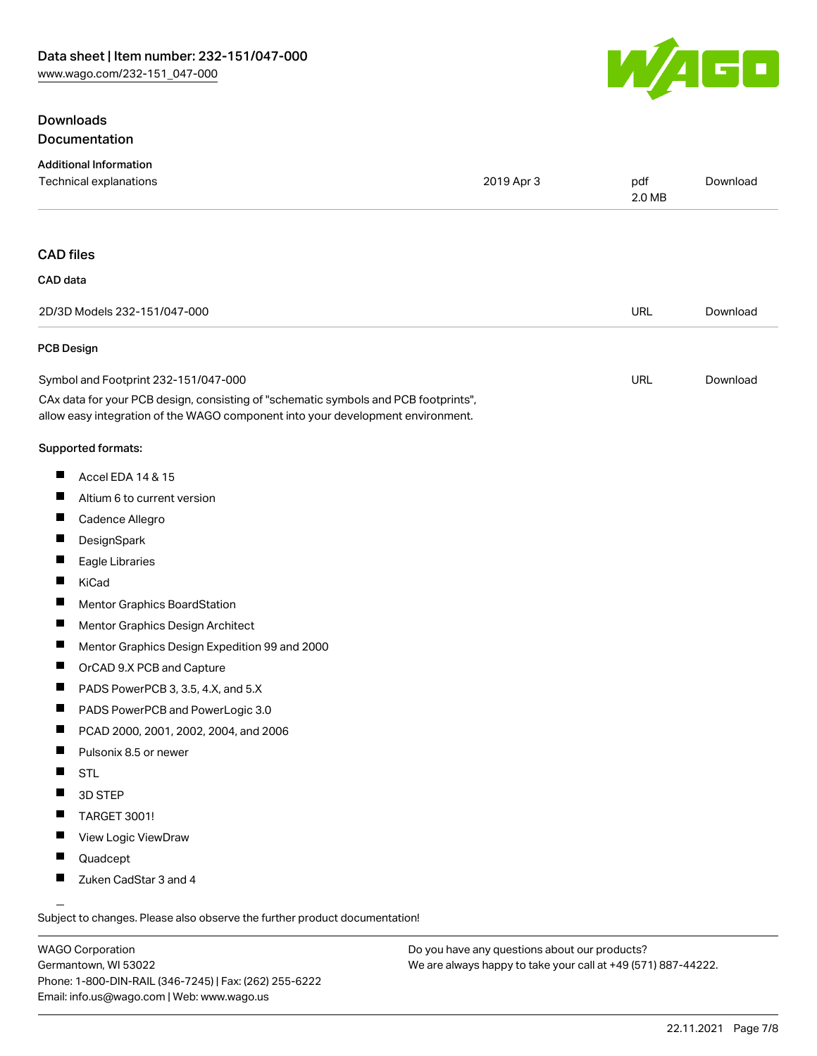## Downloads

### Documentation

**Additional Information**

| | | | |
|---|---|---|---|
| Technical explanations | 2019 Apr 3 | pdf 2.0 MB | Download |

### CAD files

**CAD data**

| | | |
|---|---|---|
| 2D/3D Models 232-151/047-000 | URL | Download |

**PCB Design**

| | | |
|---|---|---|
| Symbol and Footprint 232-151/047-000 | URL | Download |

CAx data for your PCB design, consisting of "schematic symbols and PCB footprints", allow easy integration of the WAGO component into your development environment.

Supported formats:

- Accel EDA 14 & 15
- Altium 6 to current version
- Cadence Allegro
- DesignSpark
- Eagle Libraries
- KiCad
- Mentor Graphics BoardStation
- Mentor Graphics Design Architect
- Mentor Graphics Design Expedition 99 and 2000
- OrCAD 9.X PCB and Capture
- PADS PowerPCB 3, 3.5, 4.X, and 5.X
- PADS PowerPCB and PowerLogic 3.0
- PCAD 2000, 2001, 2002, 2004, and 2006
- Pulsonix 8.5 or newer
- STL
- 3D STEP
- TARGET 3001!
- View Logic ViewDraw
- Quadcept
- Zuken CadStar 3 and 4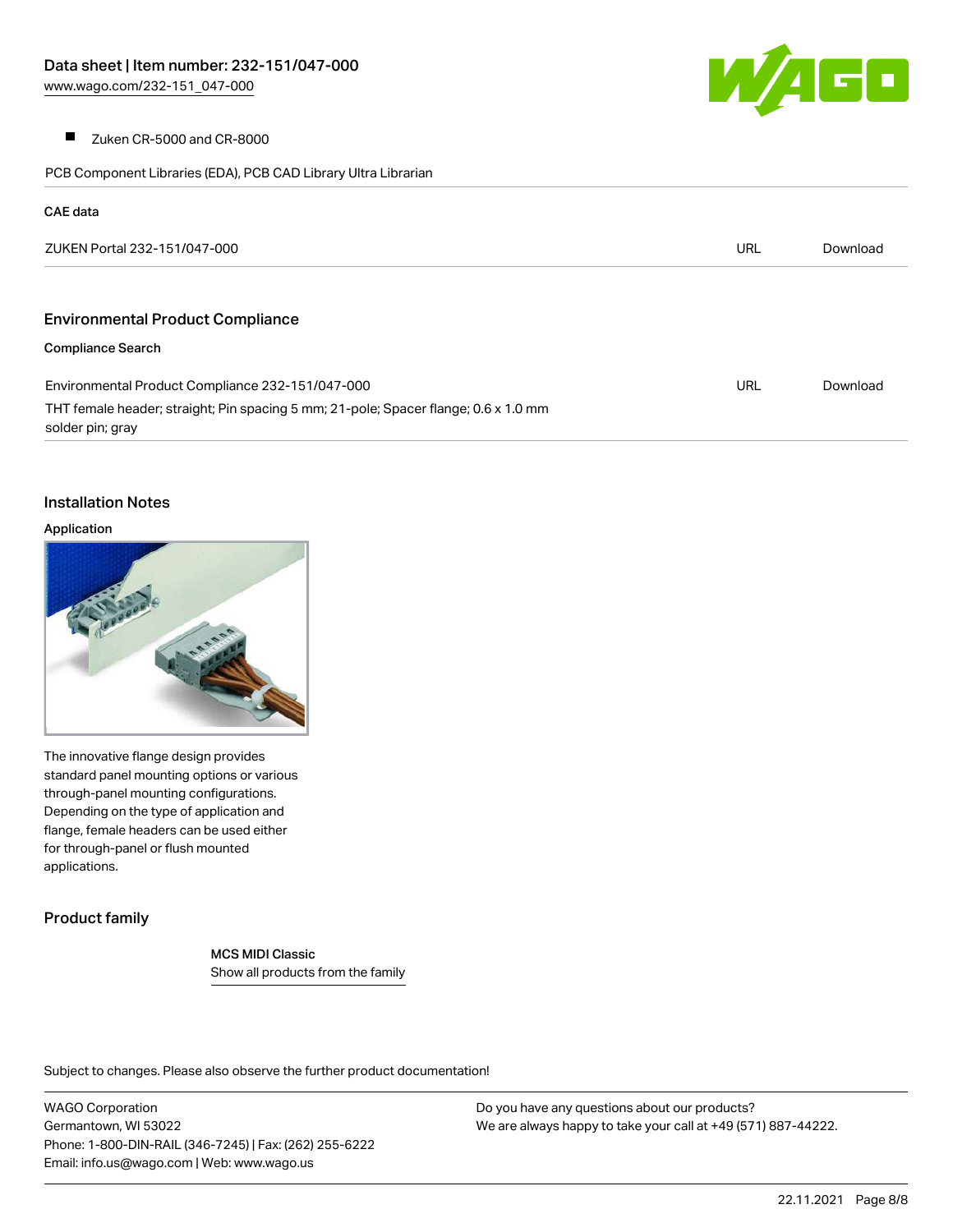- Zuken CR-5000 and CR-8000

PCB Component Libraries (EDA), PCB CAD Library Ultra Librarian

| | | |
|---|---|---|
| **CAE data** | | |
| ZUKEN Portal 232-151/047-000 | URL | Download |

## Environmental Product Compliance

| | | |
|---|---|---|
| **Compliance Search** | | |
| Environmental Product Compliance 232-151/047-000<br>THT female header; straight; Pin spacing 5 mm; 21-pole; Spacer flange; 0.6 x 1.0 mm solder pin; gray | URL | Download |

## Installation Notes

### Application

The innovative flange design provides standard panel mounting options or various through-panel mounting configurations. Depending on the type of application and flange, female headers can be used either for through-panel or flush mounted applications.

## Product family

MCS MIDI Classic
Show all products from the family

Subject to changes. Please also observe the further product documentation!

WAGO Corporation
Germantown, WI 53022
Phone: 1-800-DIN-RAIL (346-7245) | Fax: (262) 255-6222
Email: info.us@wago.com | Web: www.wago.us

Do you have any questions about our products?
We are always happy to take your call at +49 (571) 887-44222.